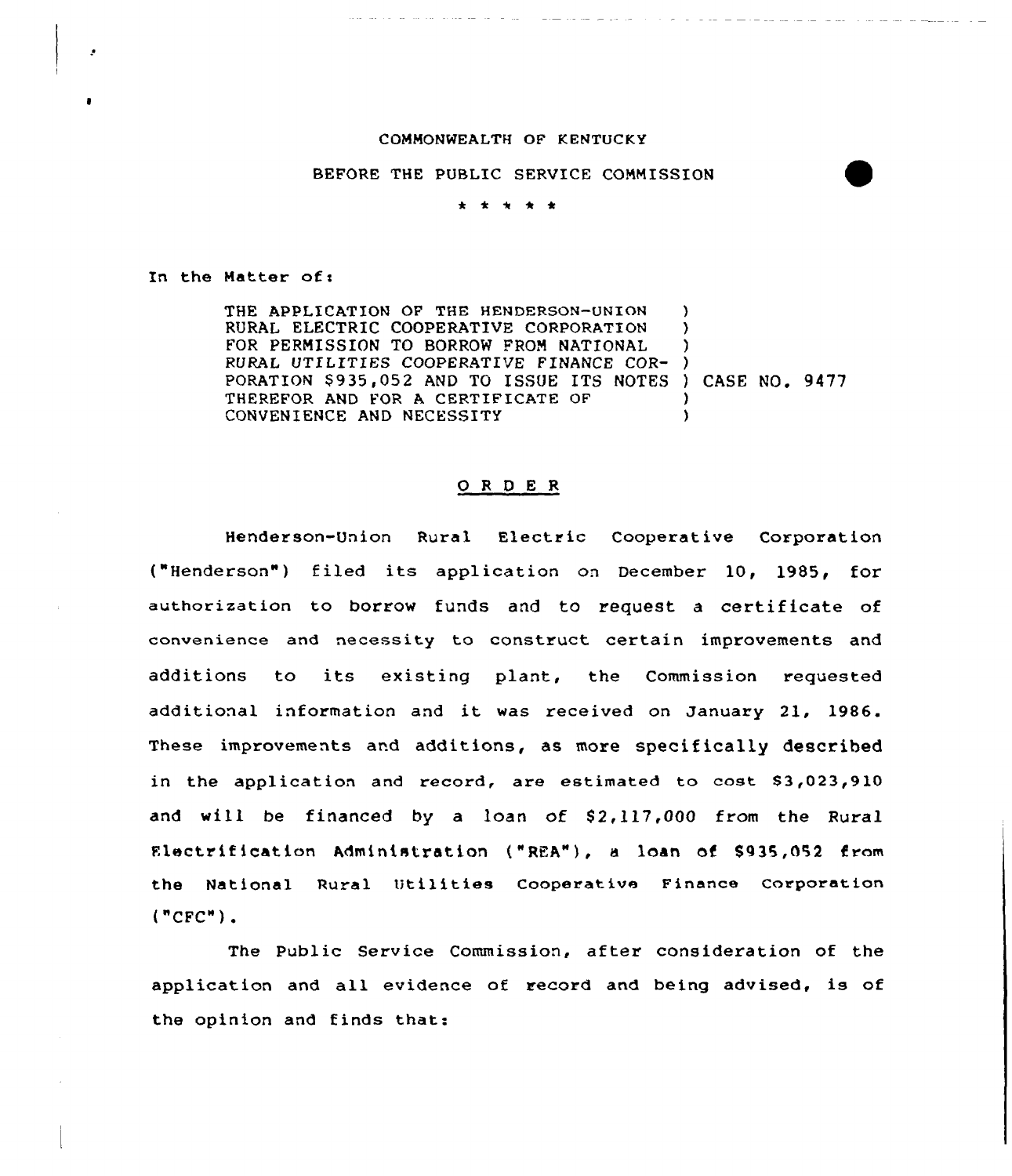COMMONWEALTH OF KENTUCKY

BEFORE THE PUBLIC SERVICE COMMISSION

\* \* \* \* \*

In the Matter of:

| | |
|---|---|
| THE APPLICATION OF THE HENDERSON-UNION RURAL ELECTRIC COOPERATIVE CORPORATION FOR PERMISSION TO BORROW FROM NATIONAL RURAL UTILITIES COOPERATIVE FINANCE CORPORATION $935,052 AND TO ISSUE ITS NOTES THEREFOR AND FOR A CERTIFICATE OF CONVENIENCE AND NECESSITY | CASE NO. 9477 |

## O R D E R

Henderson-Union Rural Electric Cooperative Corporation ("Henderson") filed its application on December 10, 1985, for authorization to borrow funds and to request a certificate of convenience and necessity to construct certain improvements and additions to its existing plant, the Commission requested additional information and it was received on January 21, 1986. These improvements and additions, as more specifically described in the application and record, are estimated to cost $3,023,910 and will be financed by a loan of $2,117,000 from the Rural Electrification Administration ("REA"), a loan of $935,052 from the National Rural Utilities Cooperative Finance Corporation ("CFC").

The Public Service Commission, after consideration of the application and all evidence of record and being advised, is of the opinion and finds that: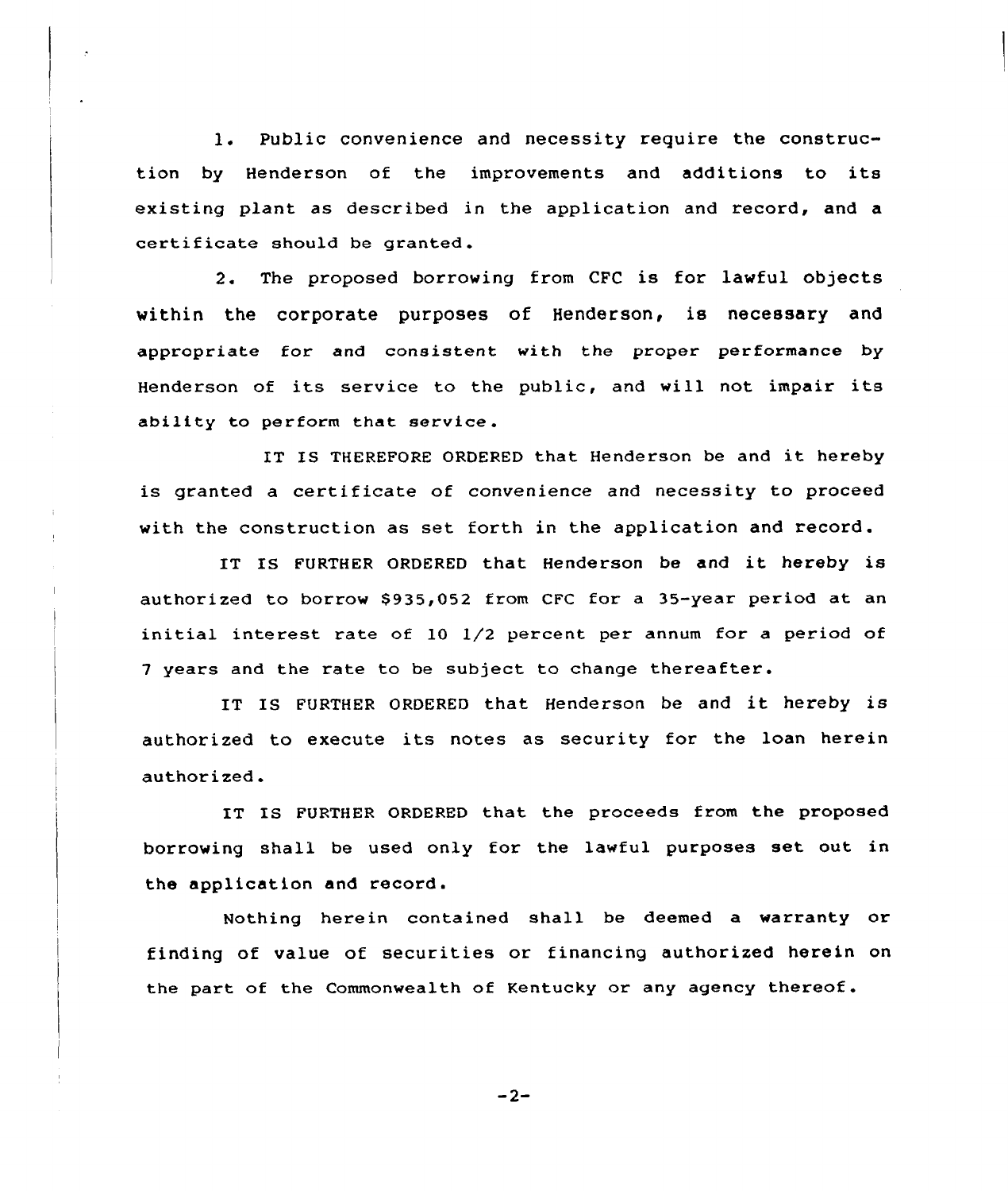1. Public convenience and necessity require the construction by Henderson of the improvements and additions to its existing plant as described in the application and record, and a certificate should be granted.

2. The proposed borrowing from CFC is for lawful objects within the corporate purposes of Henderson, is necessary and appropriate for and consistent with the proper performance by Henderson of its service to the public, and will not impair its ability to perform that service.

IT IS THEREFORE ORDERED that Henderson be and it hereby is granted a certificate of convenience and necessity to proceed with the construction as set forth in the application and record.

IT IS FURTHER ORDERED that Henderson be and it hereby is authorized to borrow $935,052 from CFC for a 35-year period at an initial interest rate of 10 1/2 percent per annum for a period of 7 years and the rate to be subject to change thereafter.

IT IS FURTHER ORDERED that Henderson be and it hereby is authorized to execute its notes as security for the loan herein authorized.

IT IS FURTHER ORDERED that the proceeds from the proposed borrowing shall be used only for the lawful purposes set out in the application and record.

Nothing herein contained shall be deemed a warranty or finding of value of securities or financing authorized herein on the part of the Commonwealth of Kentucky or any agency thereof.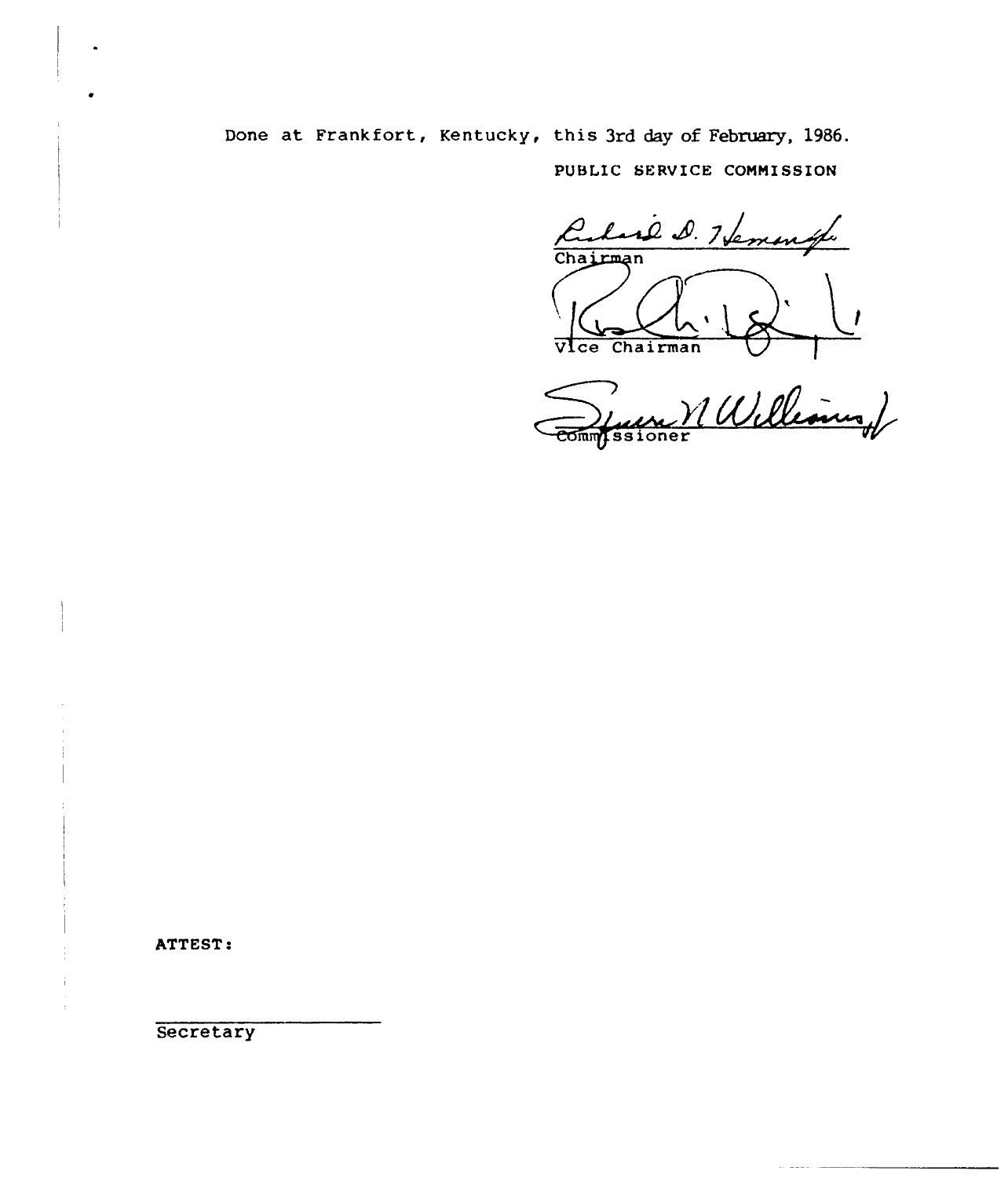Done at Frankfort, Kentucky, this 3rd day of February, 1986.

PUBLIC SERVICE COMMISSION

Chairman

Vice Chairman

Commissioner

ATTEST:

Secretary